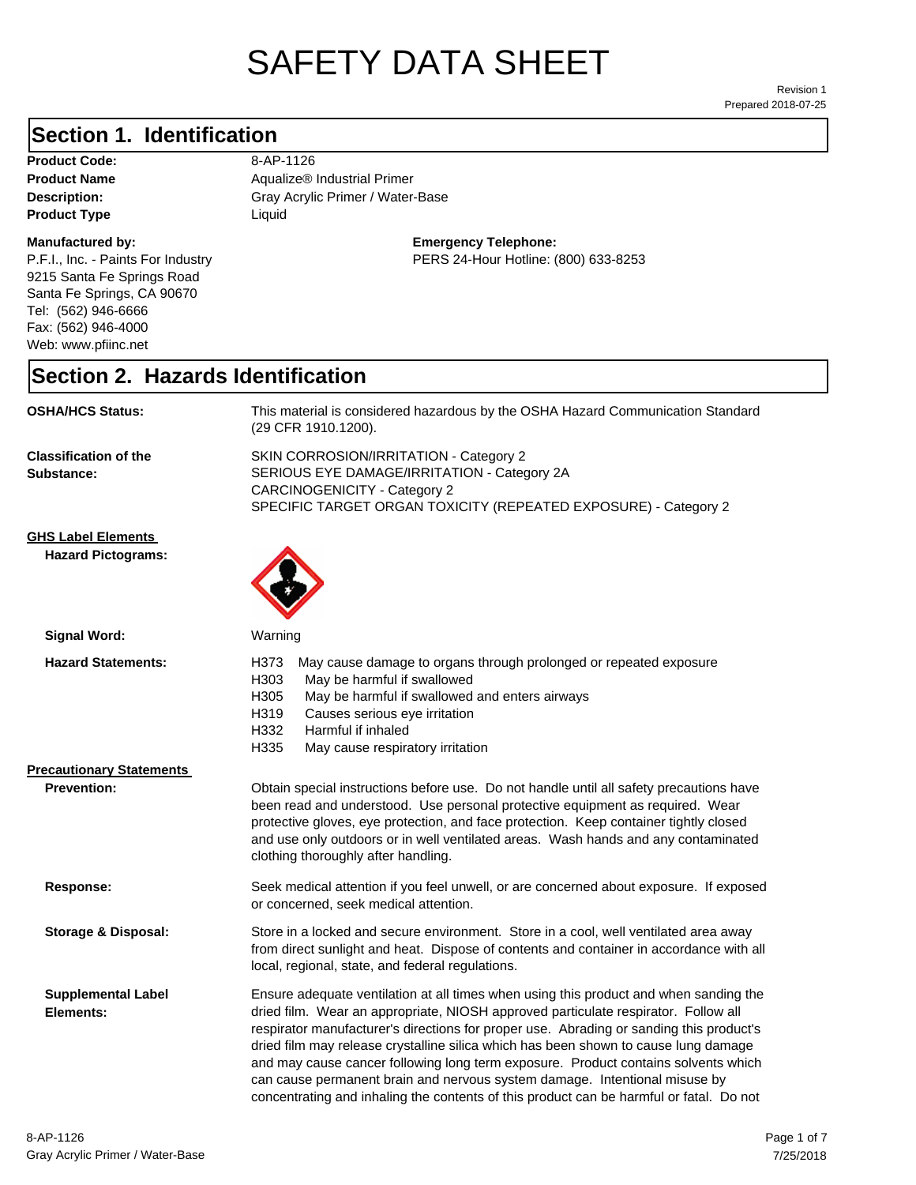# SAFETY DATA SHEET

Revision 1
Prepared 2018-07-25

## Section 1. Identification

**Product Code:** 8-AP-1126
**Product Name** Aqualize® Industrial Primer
**Description:** Gray Acrylic Primer / Water-Base
**Product Type** Liquid

**Manufactured by:**
P.F.I., Inc. - Paints For Industry
9215 Santa Fe Springs Road
Santa Fe Springs, CA 90670
Tel: (562) 946-6666
Fax: (562) 946-4000
Web: www.pfiinc.net

**Emergency Telephone:**
PERS 24-Hour Hotline: (800) 633-8253

## Section 2. Hazards Identification

**OSHA/HCS Status:** This material is considered hazardous by the OSHA Hazard Communication Standard (29 CFR 1910.1200).

**Classification of the Substance:**
SKIN CORROSION/IRRITATION - Category 2
SERIOUS EYE DAMAGE/IRRITATION - Category 2A
CARCINOGENICITY - Category 2
SPECIFIC TARGET ORGAN TOXICITY (REPEATED EXPOSURE) - Category 2

**GHS Label Elements**

**Hazard Pictograms:**

**Signal Word:** Warning

**Hazard Statements:**
- H373 May cause damage to organs through prolonged or repeated exposure
- H303 May be harmful if swallowed
- H305 May be harmful if swallowed and enters airways
- H319 Causes serious eye irritation
- H332 Harmful if inhaled
- H335 May cause respiratory irritation

**Precautionary Statements**

**Prevention:** Obtain special instructions before use. Do not handle until all safety precautions have been read and understood. Use personal protective equipment as required. Wear protective gloves, eye protection, and face protection. Keep container tightly closed and use only outdoors or in well ventilated areas. Wash hands and any contaminated clothing thoroughly after handling.

**Response:** Seek medical attention if you feel unwell, or are concerned about exposure. If exposed or concerned, seek medical attention.

**Storage & Disposal:** Store in a locked and secure environment. Store in a cool, well ventilated area away from direct sunlight and heat. Dispose of contents and container in accordance with all local, regional, state, and federal regulations.

**Supplemental Label Elements:** Ensure adequate ventilation at all times when using this product and when sanding the dried film. Wear an appropriate, NIOSH approved particulate respirator. Follow all respirator manufacturer's directions for proper use. Abrading or sanding this product's dried film may release crystalline silica which has been shown to cause lung damage and may cause cancer following long term exposure. Product contains solvents which can cause permanent brain and nervous system damage. Intentional misuse by concentrating and inhaling the contents of this product can be harmful or fatal. Do not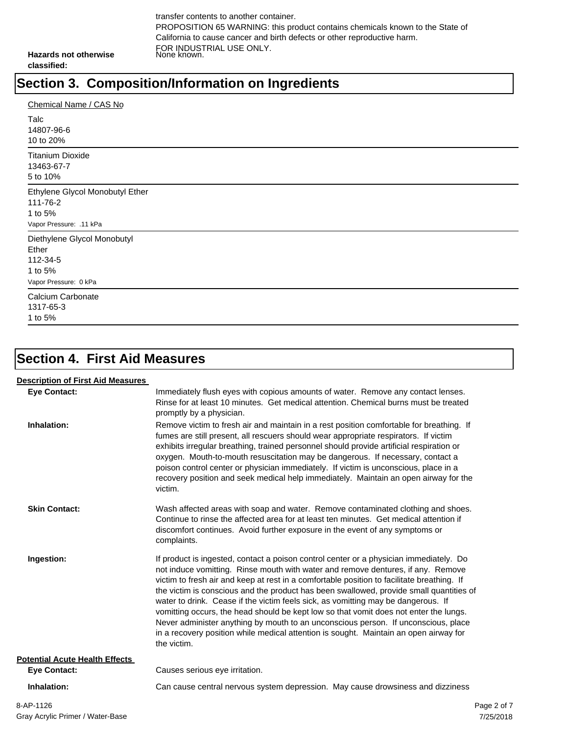transfer contents to another container.
PROPOSITION 65 WARNING: this product contains chemicals known to the State of California to cause cancer and birth defects or other reproductive harm.
FOR INDUSTRIAL USE ONLY.

**Hazards not otherwise classified:** None known.

# Section 3. Composition/Information on Ingredients

Chemical Name / CAS No

Talc
14807-96-6
10 to 20%

Titanium Dioxide
13463-67-7
5 to 10%

Ethylene Glycol Monobutyl Ether
111-76-2
1 to 5%
Vapor Pressure: .11 kPa

Diethylene Glycol Monobutyl Ether
112-34-5
1 to 5%
Vapor Pressure: 0 kPa

Calcium Carbonate
1317-65-3
1 to 5%

# Section 4. First Aid Measures

**Description of First Aid Measures**

**Eye Contact:** Immediately flush eyes with copious amounts of water. Remove any contact lenses. Rinse for at least 10 minutes. Get medical attention. Chemical burns must be treated promptly by a physician.

**Inhalation:** Remove victim to fresh air and maintain in a rest position comfortable for breathing. If fumes are still present, all rescuers should wear appropriate respirators. If victim exhibits irregular breathing, trained personnel should provide artificial respiration or oxygen. Mouth-to-mouth resuscitation may be dangerous. If necessary, contact a poison control center or physician immediately. If victim is unconscious, place in a recovery position and seek medical help immediately. Maintain an open airway for the victim.

**Skin Contact:** Wash affected areas with soap and water. Remove contaminated clothing and shoes. Continue to rinse the affected area for at least ten minutes. Get medical attention if discomfort continues. Avoid further exposure in the event of any symptoms or complaints.

**Ingestion:** If product is ingested, contact a poison control center or a physician immediately. Do not induce vomitting. Rinse mouth with water and remove dentures, if any. Remove victim to fresh air and keep at rest in a comfortable position to facilitate breathing. If the victim is conscious and the product has been swallowed, provide small quantities of water to drink. Cease if the victim feels sick, as vomitting may be dangerous. If vomitting occurs, the head should be kept low so that vomit does not enter the lungs. Never administer anything by mouth to an unconscious person. If unconscious, place in a recovery position while medical attention is sought. Maintain an open airway for the victim.

**Potential Acute Health Effects**

**Eye Contact:** Causes serious eye irritation.

**Inhalation:** Can cause central nervous system depression. May cause drowsiness and dizziness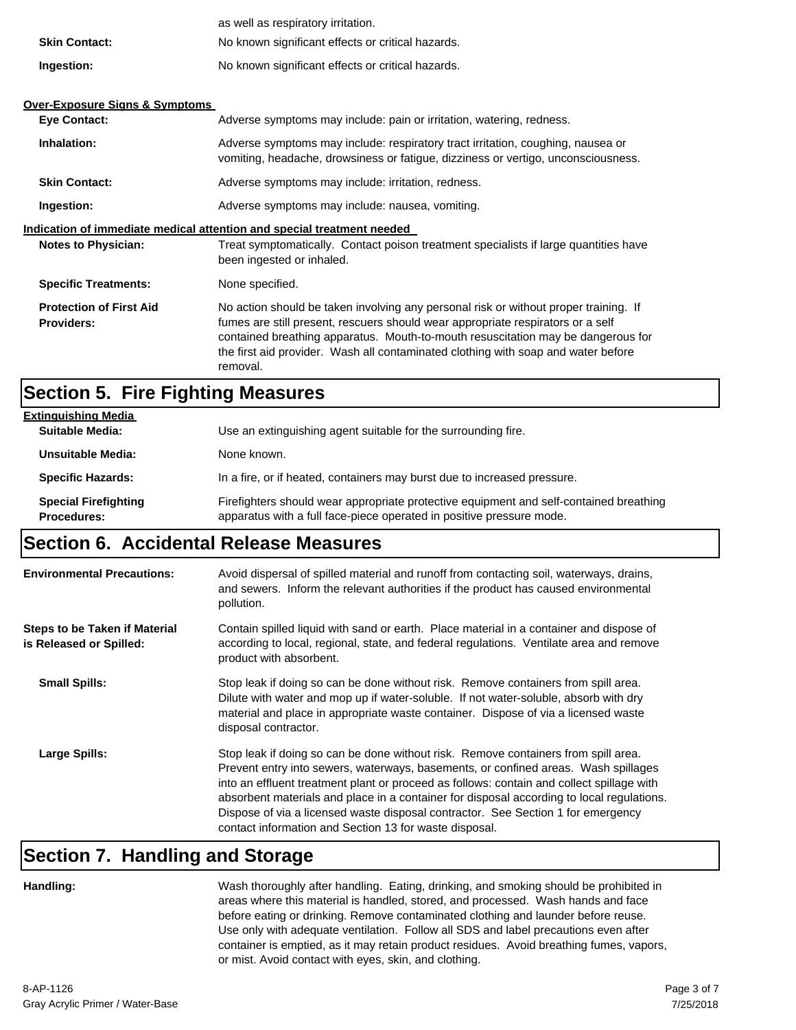| | |
|---|---|
| | as well as respiratory irritation. |
| **Skin Contact:** | No known significant effects or critical hazards. |
| **Ingestion:** | No known significant effects or critical hazards. |

**Over-Exposure Signs & Symptoms**

| | |
|---|---|
| **Eye Contact:** | Adverse symptoms may include: pain or irritation, watering, redness. |
| **Inhalation:** | Adverse symptoms may include: respiratory tract irritation, coughing, nausea or vomiting, headache, drowsiness or fatigue, dizziness or vertigo, unconsciousness. |
| **Skin Contact:** | Adverse symptoms may include: irritation, redness. |
| **Ingestion:** | Adverse symptoms may include: nausea, vomiting. |

**Indication of immediate medical attention and special treatment needed**

| | |
|---|---|
| **Notes to Physician:** | Treat symptomatically. Contact poison treatment specialists if large quantities have been ingested or inhaled. |
| **Specific Treatments:** | None specified. |
| **Protection of First Aid Providers:** | No action should be taken involving any personal risk or without proper training. If fumes are still present, rescuers should wear appropriate respirators or a self contained breathing apparatus. Mouth-to-mouth resuscitation may be dangerous for the first aid provider. Wash all contaminated clothing with soap and water before removal. |

## Section 5. Fire Fighting Measures

**Extinguishing Media**

| | |
|---|---|
| **Suitable Media:** | Use an extinguishing agent suitable for the surrounding fire. |
| **Unsuitable Media:** | None known. |
| **Specific Hazards:** | In a fire, or if heated, containers may burst due to increased pressure. |
| **Special Firefighting Procedures:** | Firefighters should wear appropriate protective equipment and self-contained breathing apparatus with a full face-piece operated in positive pressure mode. |

## Section 6. Accidental Release Measures

| | |
|---|---|
| **Environmental Precautions:** | Avoid dispersal of spilled material and runoff from contacting soil, waterways, drains, and sewers. Inform the relevant authorities if the product has caused environmental pollution. |
| **Steps to be Taken if Material is Released or Spilled:** | Contain spilled liquid with sand or earth. Place material in a container and dispose of according to local, regional, state, and federal regulations. Ventilate area and remove product with absorbent. |
| **Small Spills:** | Stop leak if doing so can be done without risk. Remove containers from spill area. Dilute with water and mop up if water-soluble. If not water-soluble, absorb with dry material and place in appropriate waste container. Dispose of via a licensed waste disposal contractor. |
| **Large Spills:** | Stop leak if doing so can be done without risk. Remove containers from spill area. Prevent entry into sewers, waterways, basements, or confined areas. Wash spillages into an effluent treatment plant or proceed as follows: contain and collect spillage with absorbent materials and place in a container for disposal according to local regulations. Dispose of via a licensed waste disposal contractor. See Section 1 for emergency contact information and Section 13 for waste disposal. |

## Section 7. Handling and Storage

| | |
|---|---|
| **Handling:** | Wash thoroughly after handling. Eating, drinking, and smoking should be prohibited in areas where this material is handled, stored, and processed. Wash hands and face before eating or drinking. Remove contaminated clothing and launder before reuse. Use only with adequate ventilation. Follow all SDS and label precautions even after container is emptied, as it may retain product residues. Avoid breathing fumes, vapors, or mist. Avoid contact with eyes, skin, and clothing. |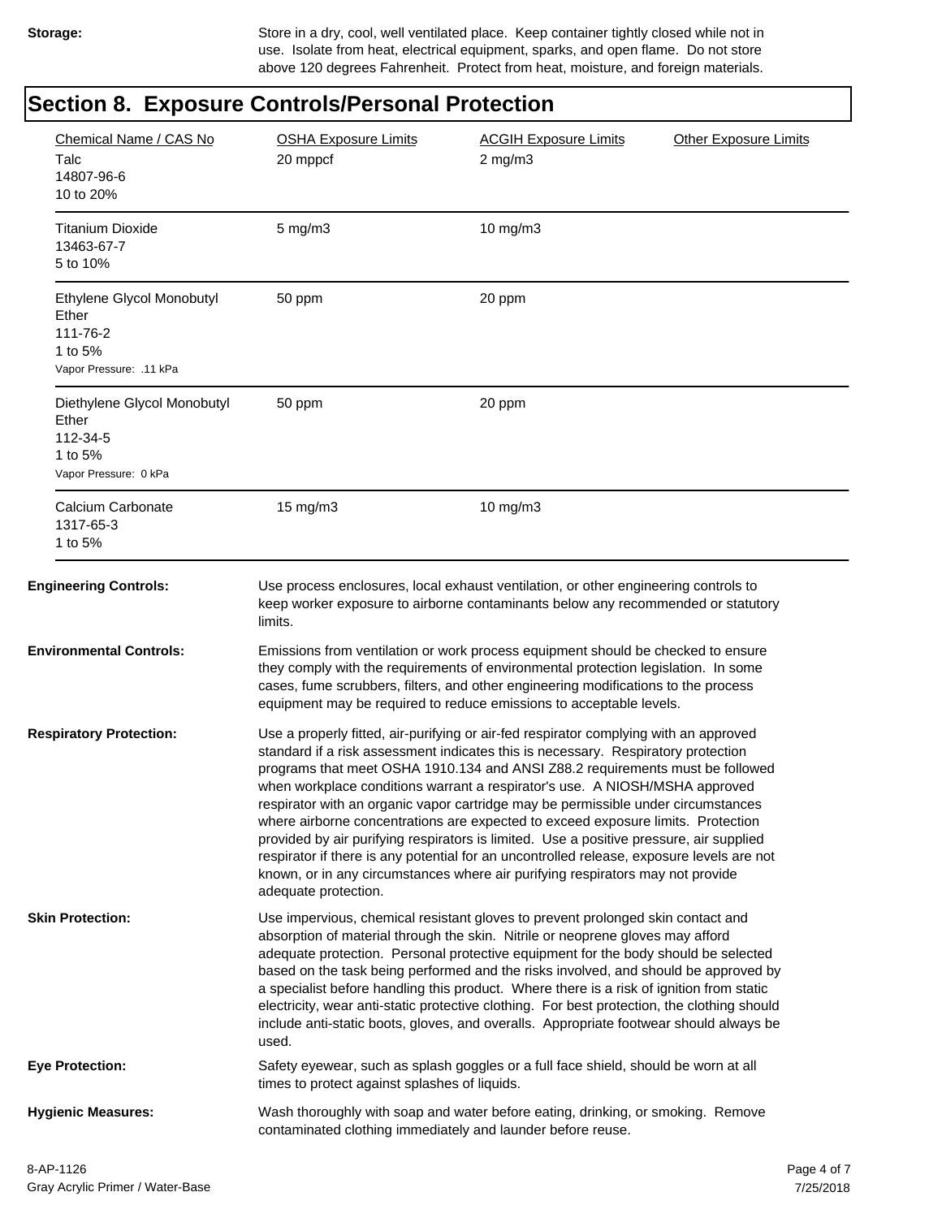**Storage:** Store in a dry, cool, well ventilated place. Keep container tightly closed while not in use. Isolate from heat, electrical equipment, sparks, and open flame. Do not store above 120 degrees Fahrenheit. Protect from heat, moisture, and foreign materials.

## Section 8. Exposure Controls/Personal Protection

| Chemical Name / CAS No | OSHA Exposure Limits | ACGIH Exposure Limits | Other Exposure Limits |
|---|---|---|---|
| Talc<br>14807-96-6<br>10 to 20% | 20 mppcf | 2 mg/m3 | |
| Titanium Dioxide<br>13463-67-7<br>5 to 10% | 5 mg/m3 | 10 mg/m3 | |
| Ethylene Glycol Monobutyl Ether<br>111-76-2<br>1 to 5%<br>Vapor Pressure: .11 kPa | 50 ppm | 20 ppm | |
| Diethylene Glycol Monobutyl Ether<br>112-34-5<br>1 to 5%<br>Vapor Pressure: 0 kPa | 50 ppm | 20 ppm | |
| Calcium Carbonate<br>1317-65-3<br>1 to 5% | 15 mg/m3 | 10 mg/m3 | |

**Engineering Controls:** Use process enclosures, local exhaust ventilation, or other engineering controls to keep worker exposure to airborne contaminants below any recommended or statutory limits.

**Environmental Controls:** Emissions from ventilation or work process equipment should be checked to ensure they comply with the requirements of environmental protection legislation. In some cases, fume scrubbers, filters, and other engineering modifications to the process equipment may be required to reduce emissions to acceptable levels.

**Respiratory Protection:** Use a properly fitted, air-purifying or air-fed respirator complying with an approved standard if a risk assessment indicates this is necessary. Respiratory protection programs that meet OSHA 1910.134 and ANSI Z88.2 requirements must be followed when workplace conditions warrant a respirator's use. A NIOSH/MSHA approved respirator with an organic vapor cartridge may be permissible under circumstances where airborne concentrations are expected to exceed exposure limits. Protection provided by air purifying respirators is limited. Use a positive pressure, air supplied respirator if there is any potential for an uncontrolled release, exposure levels are not known, or in any circumstances where air purifying respirators may not provide adequate protection.

**Skin Protection:** Use impervious, chemical resistant gloves to prevent prolonged skin contact and absorption of material through the skin. Nitrile or neoprene gloves may afford adequate protection. Personal protective equipment for the body should be selected based on the task being performed and the risks involved, and should be approved by a specialist before handling this product. Where there is a risk of ignition from static electricity, wear anti-static protective clothing. For best protection, the clothing should include anti-static boots, gloves, and overalls. Appropriate footwear should always be used.

**Eye Protection:** Safety eyewear, such as splash goggles or a full face shield, should be worn at all times to protect against splashes of liquids.

**Hygienic Measures:** Wash thoroughly with soap and water before eating, drinking, or smoking. Remove contaminated clothing immediately and launder before reuse.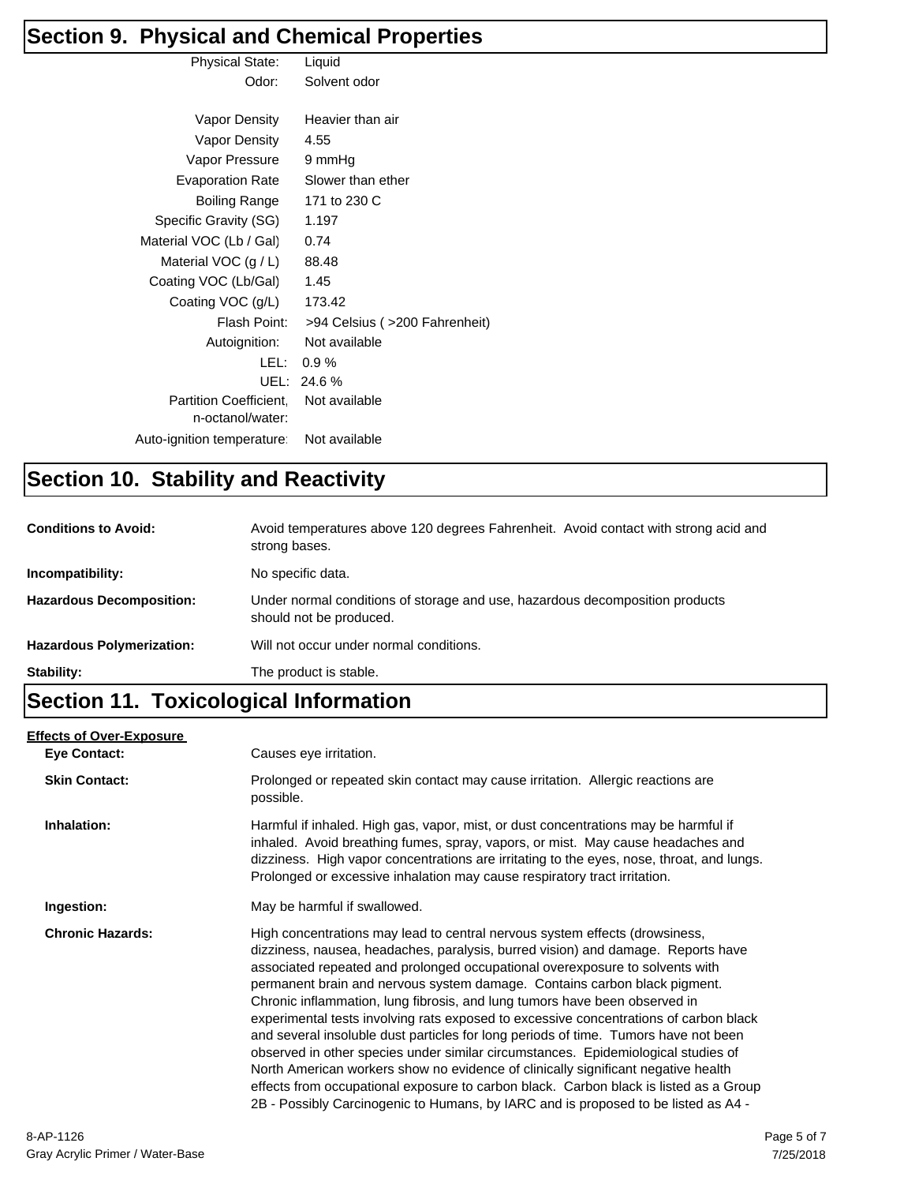## Section 9. Physical and Chemical Properties

| Property | Value |
|---|---|
| Physical State: | Liquid |
| Odor: | Solvent odor |
| Vapor Density | Heavier than air |
| Vapor Density | 4.55 |
| Vapor Pressure | 9 mmHg |
| Evaporation Rate | Slower than ether |
| Boiling Range | 171 to 230 C |
| Specific Gravity (SG) | 1.197 |
| Material VOC (Lb / Gal) | 0.74 |
| Material VOC (g / L) | 88.48 |
| Coating VOC (Lb/Gal) | 1.45 |
| Coating VOC (g/L) | 173.42 |
| Flash Point: | >94 Celsius ( >200 Fahrenheit) |
| Autoignition: | Not available |
| LEL: | 0.9 % |
| UEL: | 24.6 % |
| Partition Coefficient, n-octanol/water: | Not available |
| Auto-ignition temperature: | Not available |

## Section 10. Stability and Reactivity

**Conditions to Avoid:** Avoid temperatures above 120 degrees Fahrenheit. Avoid contact with strong acid and strong bases.

**Incompatibility:** No specific data.

**Hazardous Decomposition:** Under normal conditions of storage and use, hazardous decomposition products should not be produced.

**Hazardous Polymerization:** Will not occur under normal conditions.

**Stability:** The product is stable.

## Section 11. Toxicological Information

**Effects of Over-Exposure**

**Eye Contact:** Causes eye irritation.

**Skin Contact:** Prolonged or repeated skin contact may cause irritation. Allergic reactions are possible.

**Inhalation:** Harmful if inhaled. High gas, vapor, mist, or dust concentrations may be harmful if inhaled. Avoid breathing fumes, spray, vapors, or mist. May cause headaches and dizziness. High vapor concentrations are irritating to the eyes, nose, throat, and lungs. Prolonged or excessive inhalation may cause respiratory tract irritation.

**Ingestion:** May be harmful if swallowed.

**Chronic Hazards:** High concentrations may lead to central nervous system effects (drowsiness, dizziness, nausea, headaches, paralysis, burred vision) and damage. Reports have associated repeated and prolonged occupational overexposure to solvents with permanent brain and nervous system damage. Contains carbon black pigment. Chronic inflammation, lung fibrosis, and lung tumors have been observed in experimental tests involving rats exposed to excessive concentrations of carbon black and several insoluble dust particles for long periods of time. Tumors have not been observed in other species under similar circumstances. Epidemiological studies of North American workers show no evidence of clinically significant negative health effects from occupational exposure to carbon black. Carbon black is listed as a Group 2B - Possibly Carcinogenic to Humans, by IARC and is proposed to be listed as A4 -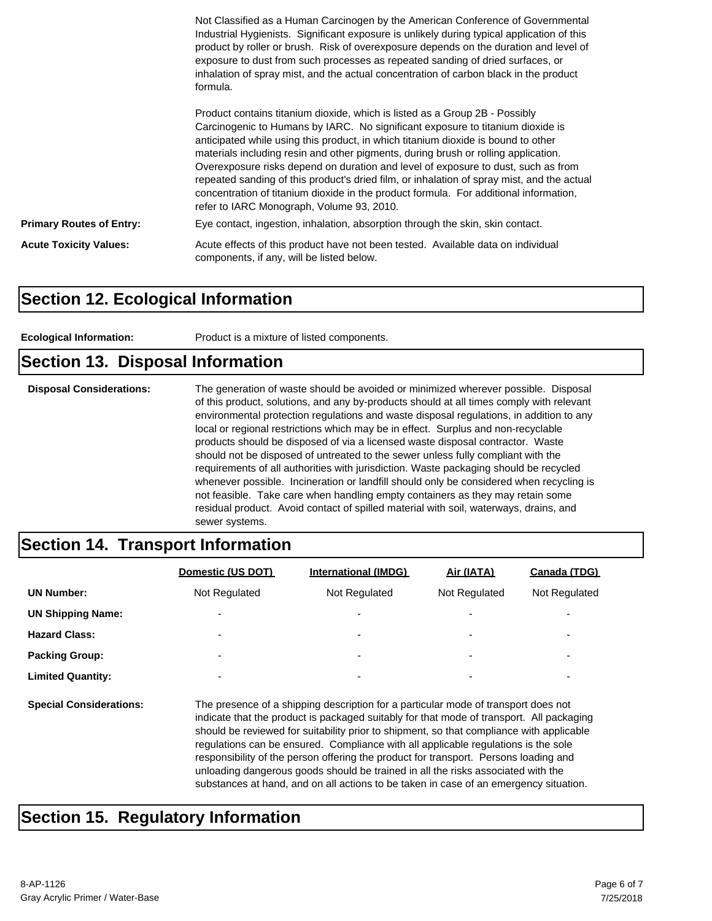Not Classified as a Human Carcinogen by the American Conference of Governmental Industrial Hygienists. Significant exposure is unlikely during typical application of this product by roller or brush. Risk of overexposure depends on the duration and level of exposure to dust from such processes as repeated sanding of dried surfaces, or inhalation of spray mist, and the actual concentration of carbon black in the product formula.

Product contains titanium dioxide, which is listed as a Group 2B - Possibly Carcinogenic to Humans by IARC. No significant exposure to titanium dioxide is anticipated while using this product, in which titanium dioxide is bound to other materials including resin and other pigments, during brush or rolling application. Overexposure risks depend on duration and level of exposure to dust, such as from repeated sanding of this product's dried film, or inhalation of spray mist, and the actual concentration of titanium dioxide in the product formula. For additional information, refer to IARC Monograph, Volume 93, 2010.

**Primary Routes of Entry:** Eye contact, ingestion, inhalation, absorption through the skin, skin contact.

**Acute Toxicity Values:** Acute effects of this product have not been tested. Available data on individual components, if any, will be listed below.

## Section 12. Ecological Information

**Ecological Information:** Product is a mixture of listed components.

## Section 13. Disposal Information

**Disposal Considerations:** The generation of waste should be avoided or minimized wherever possible. Disposal of this product, solutions, and any by-products should at all times comply with relevant environmental protection regulations and waste disposal regulations, in addition to any local or regional restrictions which may be in effect. Surplus and non-recyclable products should be disposed of via a licensed waste disposal contractor. Waste should not be disposed of untreated to the sewer unless fully compliant with the requirements of all authorities with jurisdiction. Waste packaging should be recycled whenever possible. Incineration or landfill should only be considered when recycling is not feasible. Take care when handling empty containers as they may retain some residual product. Avoid contact of spilled material with soil, waterways, drains, and sewer systems.

## Section 14. Transport Information

| | Domestic (US DOT) | International (IMDG) | Air (IATA) | Canada (TDG) |
|---|---|---|---|---|
| **UN Number:** | Not Regulated | Not Regulated | Not Regulated | Not Regulated |
| **UN Shipping Name:** | - | - | - | - |
| **Hazard Class:** | - | - | - | - |
| **Packing Group:** | - | - | - | - |
| **Limited Quantity:** | - | - | - | - |

**Special Considerations:** The presence of a shipping description for a particular mode of transport does not indicate that the product is packaged suitably for that mode of transport. All packaging should be reviewed for suitability prior to shipment, so that compliance with applicable regulations can be ensured. Compliance with all applicable regulations is the sole responsibility of the person offering the product for transport. Persons loading and unloading dangerous goods should be trained in all the risks associated with the substances at hand, and on all actions to be taken in case of an emergency situation.

## Section 15. Regulatory Information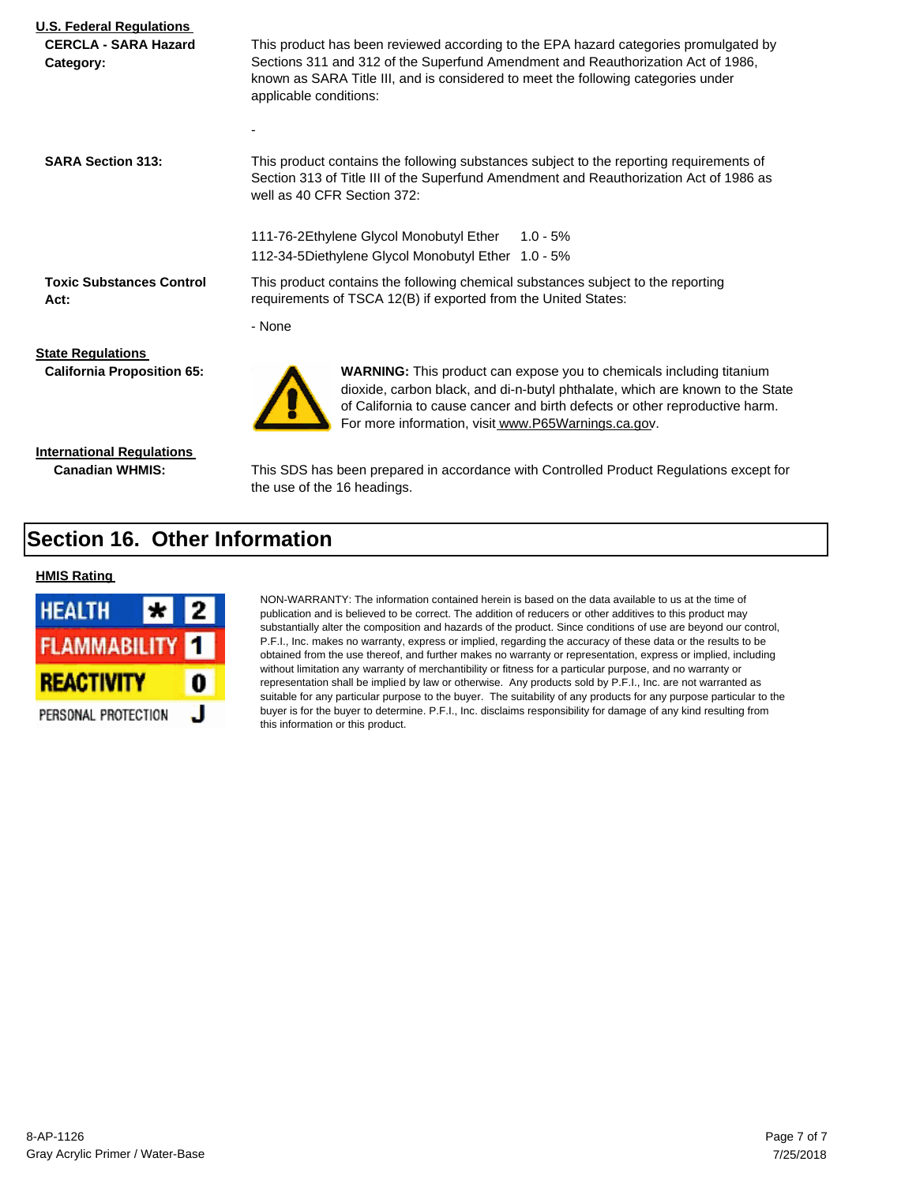**U.S. Federal Regulations**

**CERCLA - SARA Hazard Category:**

This product has been reviewed according to the EPA hazard categories promulgated by Sections 311 and 312 of the Superfund Amendment and Reauthorization Act of 1986, known as SARA Title III, and is considered to meet the following categories under applicable conditions:

-

**SARA Section 313:**

This product contains the following substances subject to the reporting requirements of Section 313 of Title III of the Superfund Amendment and Reauthorization Act of 1986 as well as 40 CFR Section 372:

| | | |
|---|---|---|
| 111-76-2 | Ethylene Glycol Monobutyl Ether | 1.0 - 5% |
| 112-34-5 | Diethylene Glycol Monobutyl Ether | 1.0 - 5% |

**Toxic Substances Control Act:**

This product contains the following chemical substances subject to the reporting requirements of TSCA 12(B) if exported from the United States:

- None

**State Regulations**

**California Proposition 65:**

**WARNING:** This product can expose you to chemicals including titanium dioxide, carbon black, and di-n-butyl phthalate, which are known to the State of California to cause cancer and birth defects or other reproductive harm. For more information, visit www.P65Warnings.ca.gov.

**International Regulations**

**Canadian WHMIS:**

This SDS has been prepared in accordance with Controlled Product Regulations except for the use of the 16 headings.

# Section 16. Other Information

**HMIS Rating**

| | | |
|---|---|---|
| HEALTH | * | 2 |
| FLAMMABILITY | | 1 |
| REACTIVITY | | 0 |
| PERSONAL PROTECTION | | J |

NON-WARRANTY: The information contained herein is based on the data available to us at the time of publication and is believed to be correct. The addition of reducers or other additives to this product may substantially alter the composition and hazards of the product. Since conditions of use are beyond our control, P.F.I., Inc. makes no warranty, express or implied, regarding the accuracy of these data or the results to be obtained from the use thereof, and further makes no warranty or representation, express or implied, including without limitation any warranty of merchantibility or fitness for a particular purpose, and no warranty or representation shall be implied by law or otherwise. Any products sold by P.F.I., Inc. are not warranted as suitable for any particular purpose to the buyer. The suitability of any products for any purpose particular to the buyer is for the buyer to determine. P.F.I., Inc. disclaims responsibility for damage of any kind resulting from this information or this product.

8-AP-1126
Gray Acrylic Primer / Water-Base

7/25/2018